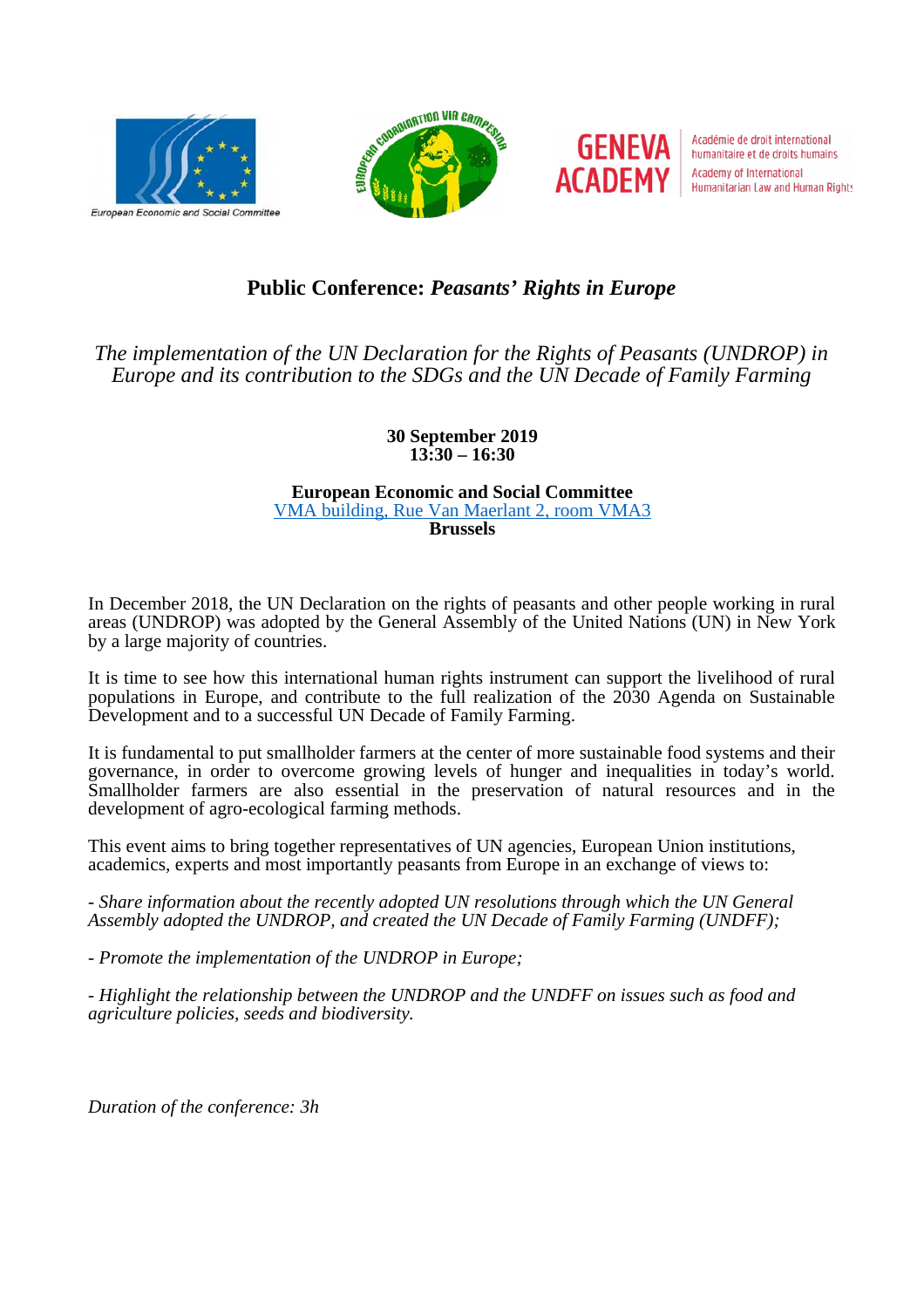European Economic and Social Committee

EUROPEAN COORDINATION VIA CAMPESINA

GENEVA ACADEMY — Académie de droit international humanitaire et de droits humains — Academy of International Humanitarian Law and Human Rights

# Public Conference: *Peasants' Rights in Europe*

*The implementation of the UN Declaration for the Rights of Peasants (UNDROP) in Europe and its contribution to the SDGs and the UN Decade of Family Farming*

**30 September 2019**
**13:30 – 16:30**

**European Economic and Social Committee**
[VMA building, Rue Van Maerlant 2, room VMA3]
**Brussels**

In December 2018, the UN Declaration on the rights of peasants and other people working in rural areas (UNDROP) was adopted by the General Assembly of the United Nations (UN) in New York by a large majority of countries.

It is time to see how this international human rights instrument can support the livelihood of rural populations in Europe, and contribute to the full realization of the 2030 Agenda on Sustainable Development and to a successful UN Decade of Family Farming.

It is fundamental to put smallholder farmers at the center of more sustainable food systems and their governance, in order to overcome growing levels of hunger and inequalities in today's world. Smallholder farmers are also essential in the preservation of natural resources and in the development of agro-ecological farming methods.

This event aims to bring together representatives of UN agencies, European Union institutions, academics, experts and most importantly peasants from Europe in an exchange of views to:

- *Share information about the recently adopted UN resolutions through which the UN General Assembly adopted the UNDROP, and created the UN Decade of Family Farming (UNDFF);*

- *Promote the implementation of the UNDROP in Europe;*

- *Highlight the relationship between the UNDROP and the UNDFF on issues such as food and agriculture policies, seeds and biodiversity.*

*Duration of the conference: 3h*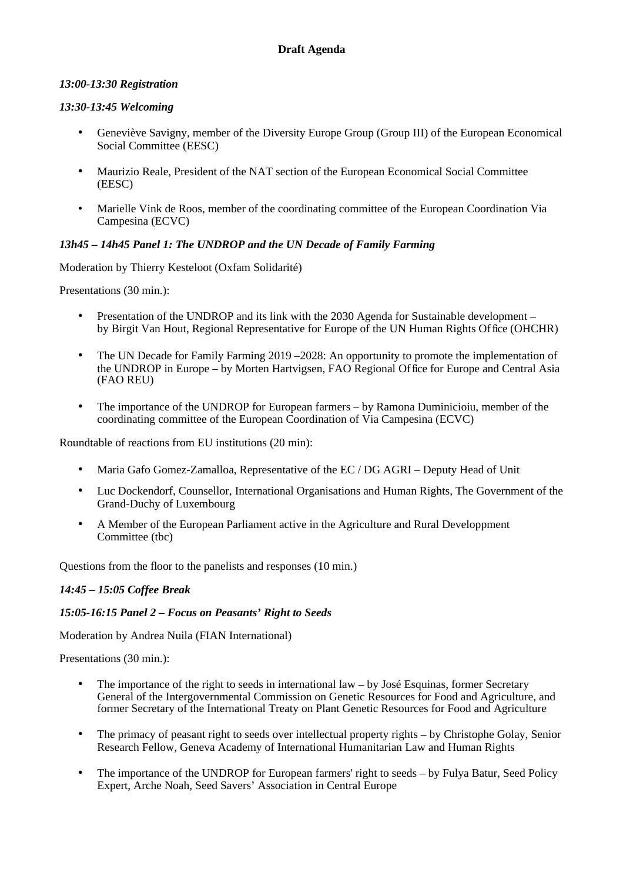**Draft Agenda**

***13:00-13:30 Registration***

***13:30-13:45 Welcoming***

- Geneviève Savigny, member of the Diversity Europe Group (Group III) of the European Economical Social Committee (EESC)
- Maurizio Reale, President of the NAT section of the European Economical Social Committee (EESC)
- Marielle Vink de Roos, member of the coordinating committee of the European Coordination Via Campesina (ECVC)

***13h45 – 14h45 Panel 1: The UNDROP and the UN Decade of Family Farming***

Moderation by Thierry Kesteloot (Oxfam Solidarité)

Presentations (30 min.):

- Presentation of the UNDROP and its link with the 2030 Agenda for Sustainable development – by Birgit Van Hout, Regional Representative for Europe of the UN Human Rights Office (OHCHR)
- The UN Decade for Family Farming 2019 –2028: An opportunity to promote the implementation of the UNDROP in Europe – by Morten Hartvigsen, FAO Regional Office for Europe and Central Asia (FAO REU)
- The importance of the UNDROP for European farmers – by Ramona Duminicioiu, member of the coordinating committee of the European Coordination of Via Campesina (ECVC)

Roundtable of reactions from EU institutions (20 min):

- Maria Gafo Gomez-Zamalloa, Representative of the EC / DG AGRI – Deputy Head of Unit
- Luc Dockendorf, Counsellor, International Organisations and Human Rights, The Government of the Grand-Duchy of Luxembourg
- A Member of the European Parliament active in the Agriculture and Rural Developpment Committee (tbc)

Questions from the floor to the panelists and responses (10 min.)

***14:45 – 15:05 Coffee Break***

***15:05-16:15 Panel 2 – Focus on Peasants' Right to Seeds***

Moderation by Andrea Nuila (FIAN International)

Presentations (30 min.):

- The importance of the right to seeds in international law – by José Esquinas, former Secretary General of the Intergovernmental Commission on Genetic Resources for Food and Agriculture, and former Secretary of the International Treaty on Plant Genetic Resources for Food and Agriculture
- The primacy of peasant right to seeds over intellectual property rights – by Christophe Golay, Senior Research Fellow, Geneva Academy of International Humanitarian Law and Human Rights
- The importance of the UNDROP for European farmers' right to seeds – by Fulya Batur, Seed Policy Expert, Arche Noah, Seed Savers' Association in Central Europe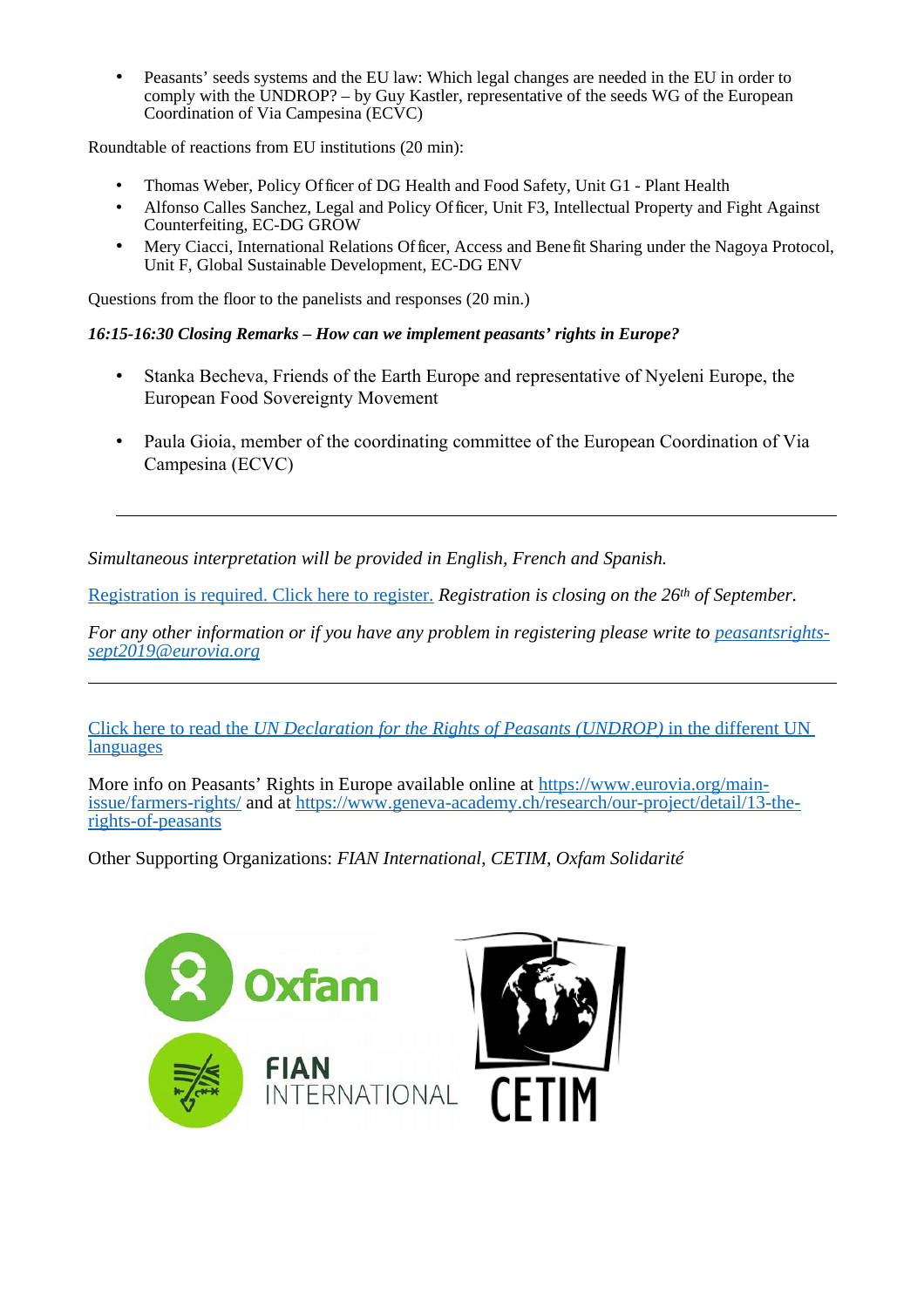- Peasants' seeds systems and the EU law: Which legal changes are needed in the EU in order to comply with the UNDROP? – by Guy Kastler, representative of the seeds WG of the European Coordination of Via Campesina (ECVC)

Roundtable of reactions from EU institutions (20 min):

- Thomas Weber, Policy Officer of DG Health and Food Safety, Unit G1 - Plant Health
- Alfonso Calles Sanchez, Legal and Policy Officer, Unit F3, Intellectual Property and Fight Against Counterfeiting, EC-DG GROW
- Mery Ciacci, International Relations Officer, Access and Benefit Sharing under the Nagoya Protocol, Unit F, Global Sustainable Development, EC-DG ENV

Questions from the floor to the panelists and responses (20 min.)

***16:15-16:30 Closing Remarks – How can we implement peasants' rights in Europe?***

- Stanka Becheva, Friends of the Earth Europe and representative of Nyeleni Europe, the European Food Sovereignty Movement

- Paula Gioia, member of the coordinating committee of the European Coordination of Via Campesina (ECVC)

---

*Simultaneous interpretation will be provided in English, French and Spanish.*

Registration is required. Click here to register. *Registration is closing on the 26th of September.*

*For any other information or if you have any problem in registering please write to peasantsrights-sept2019@eurovia.org*

---

Click here to read the *UN Declaration for the Rights of Peasants (UNDROP)* in the different UN languages

More info on Peasants' Rights in Europe available online at https://www.eurovia.org/main-issue/farmers-rights/ and at https://www.geneva-academy.ch/research/our-project/detail/13-the-rights-of-peasants

Other Supporting Organizations: *FIAN International, CETIM, Oxfam Solidarité*

Oxfam

FIAN INTERNATIONAL

CETIM